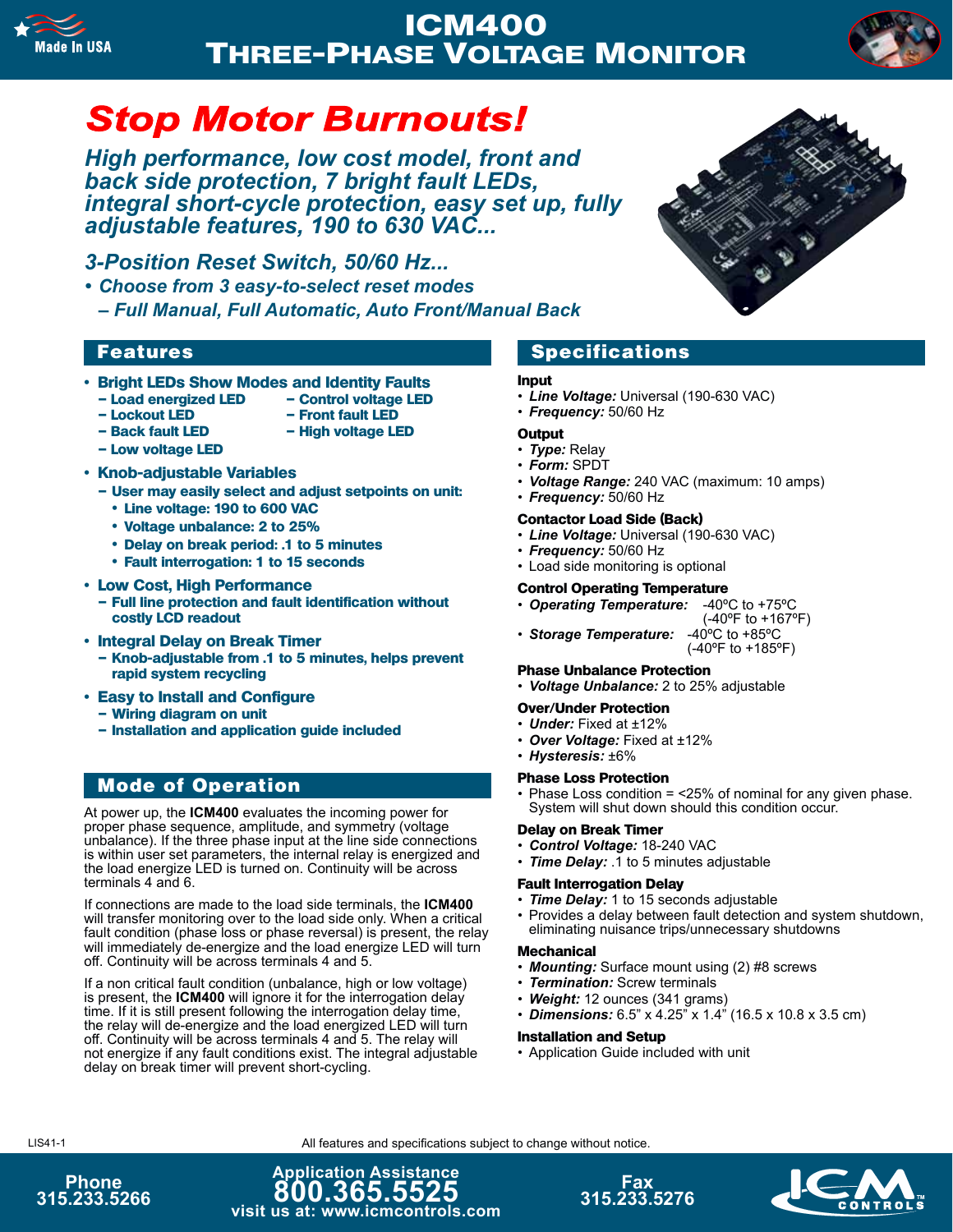# ICM400 Three-Phase Voltage Monitor

Made In USA

## Stop Motor Burnouts!

### *High performance, low cost model, front and back side protection, 7 bright fault LEDs, integral short-cycle protection, easy set up, fully adjustable features, 190 to 630 VAC...*

### *3-Position Reset Switch, 50/60 Hz...*

- *Choose from 3 easy-to-select reset modes*
  - *– Full Manual, Full Automatic, Auto Front/Manual Back*

## Features

- **Bright LEDs Show Modes and Identity Faults**
  - **– Load energized LED**
  - **– Control voltage LED**
  - **– Lockout LED**
  - **– Front fault LED**
  - **– Back fault LED**
  - **– High voltage LED**
  - **– Low voltage LED**
- **Knob-adjustable Variables**
  - **– User may easily select and adjust setpoints on unit:**
    - **Line voltage: 190 to 600 VAC**
    - **Voltage unbalance: 2 to 25%**
    - **Delay on break period: .1 to 5 minutes**
    - **Fault interrogation: 1 to 15 seconds**
- **Low Cost, High Performance**
  - **– Full line protection and fault identification without costly LCD readout**
- **Integral Delay on Break Timer**
  - **– Knob-adjustable from .1 to 5 minutes, helps prevent rapid system recycling**
- **Easy to Install and Configure**
  - **– Wiring diagram on unit**
  - **– Installation and application guide included**

## Mode of Operation

At power up, the **ICM400** evaluates the incoming power for proper phase sequence, amplitude, and symmetry (voltage unbalance). If the three phase input at the line side connections is within user set parameters, the internal relay is energized and the load energize LED is turned on. Continuity will be across terminals 4 and 6.

If connections are made to the load side terminals, the **ICM400** will transfer monitoring over to the load side only. When a critical fault condition (phase loss or phase reversal) is present, the relay will immediately de-energize and the load energize LED will turn off. Continuity will be across terminals 4 and 5.

If a non critical fault condition (unbalance, high or low voltage) is present, the **ICM400** will ignore it for the interrogation delay time. If it is still present following the interrogation delay time, the relay will de-energize and the load energized LED will turn off. Continuity will be across terminals 4 and 5. The relay will not energize if any fault conditions exist. The integral adjustable delay on break timer will prevent short-cycling.

## Specifications

**Input**
- ***Line Voltage:*** Universal (190-630 VAC)
- ***Frequency:*** 50/60 Hz

**Output**
- ***Type:*** Relay
- ***Form:*** SPDT
- ***Voltage Range:*** 240 VAC (maximum: 10 amps)
- ***Frequency:*** 50/60 Hz

**Contactor Load Side (Back)**
- ***Line Voltage:*** Universal (190-630 VAC)
- ***Frequency:*** 50/60 Hz
- Load side monitoring is optional

**Control Operating Temperature**
- ***Operating Temperature:*** -40ºC to +75ºC (-40ºF to +167ºF)
- ***Storage Temperature:*** -40ºC to +85ºC (-40ºF to +185ºF)

**Phase Unbalance Protection**
- ***Voltage Unbalance:*** 2 to 25% adjustable

**Over/Under Protection**
- ***Under:*** Fixed at ±12%
- ***Over Voltage:*** Fixed at ±12%
- ***Hysteresis:*** ±6%

**Phase Loss Protection**
- Phase Loss condition = <25% of nominal for any given phase. System will shut down should this condition occur.

**Delay on Break Timer**
- ***Control Voltage:*** 18-240 VAC
- ***Time Delay:*** .1 to 5 minutes adjustable

**Fault Interrogation Delay**
- ***Time Delay:*** 1 to 15 seconds adjustable
- Provides a delay between fault detection and system shutdown, eliminating nuisance trips/unnecessary shutdowns

**Mechanical**
- ***Mounting:*** Surface mount using (2) #8 screws
- ***Termination:*** Screw terminals
- ***Weight:*** 12 ounces (341 grams)
- ***Dimensions:*** 6.5" x 4.25" x 1.4" (16.5 x 10.8 x 3.5 cm)

**Installation and Setup**
- Application Guide included with unit

LIS41-1

All features and specifications subject to change without notice.

Phone 315.233.5266

Application Assistance 800.365.5525
visit us at: www.icmcontrols.com

Fax 315.233.5276

ICM CONTROLS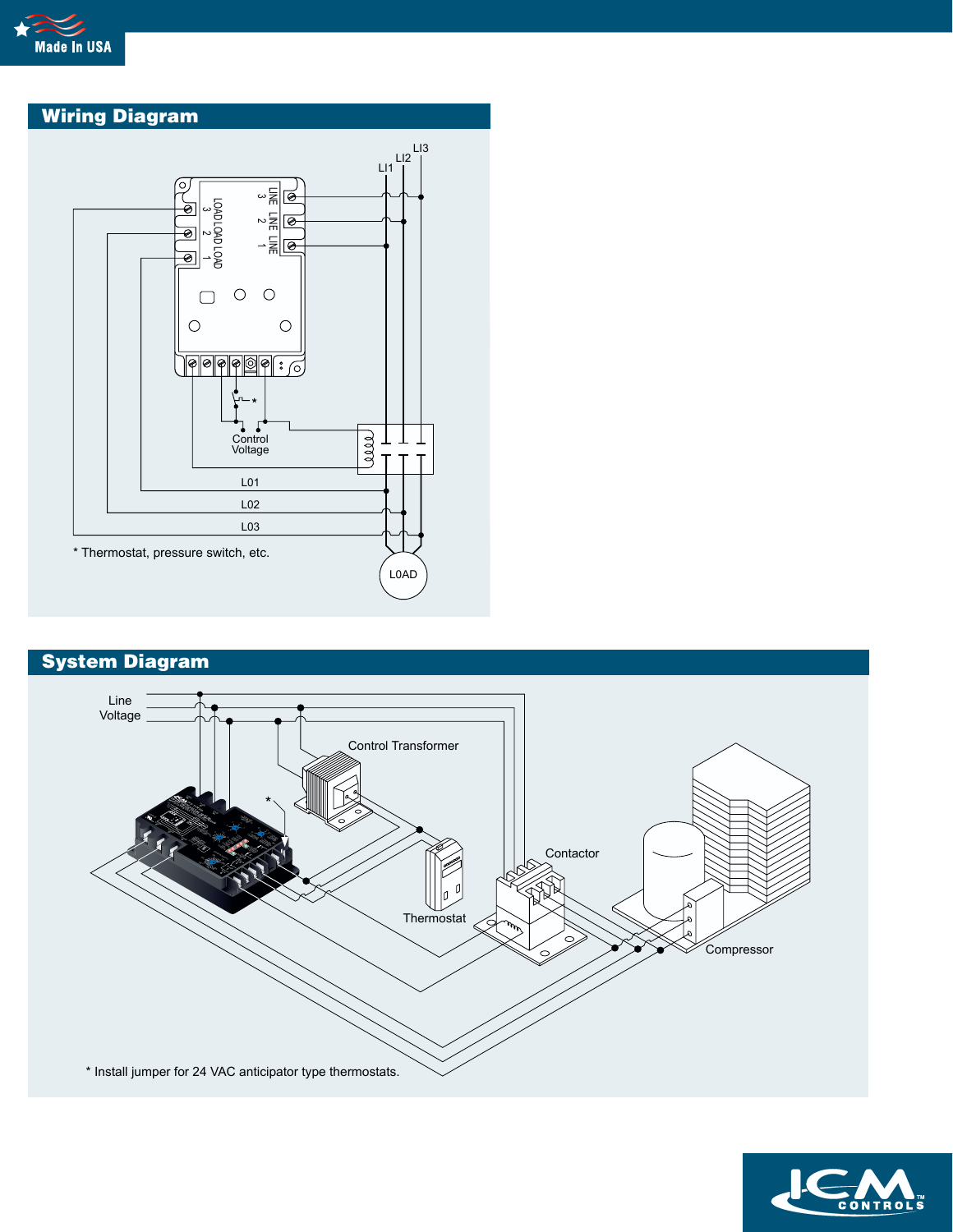## Wiring Diagram

LI1
LI2
LI3

LINE 3
LINE 2
LINE 1

LOAD 3
LOAD 2
LOAD 1

Control Voltage

L01
L02
L03

LOAD

* Thermostat, pressure switch, etc.

## System Diagram

Line Voltage

Control Transformer

Thermostat

Contactor

Compressor

* Install jumper for 24 VAC anticipator type thermostats.